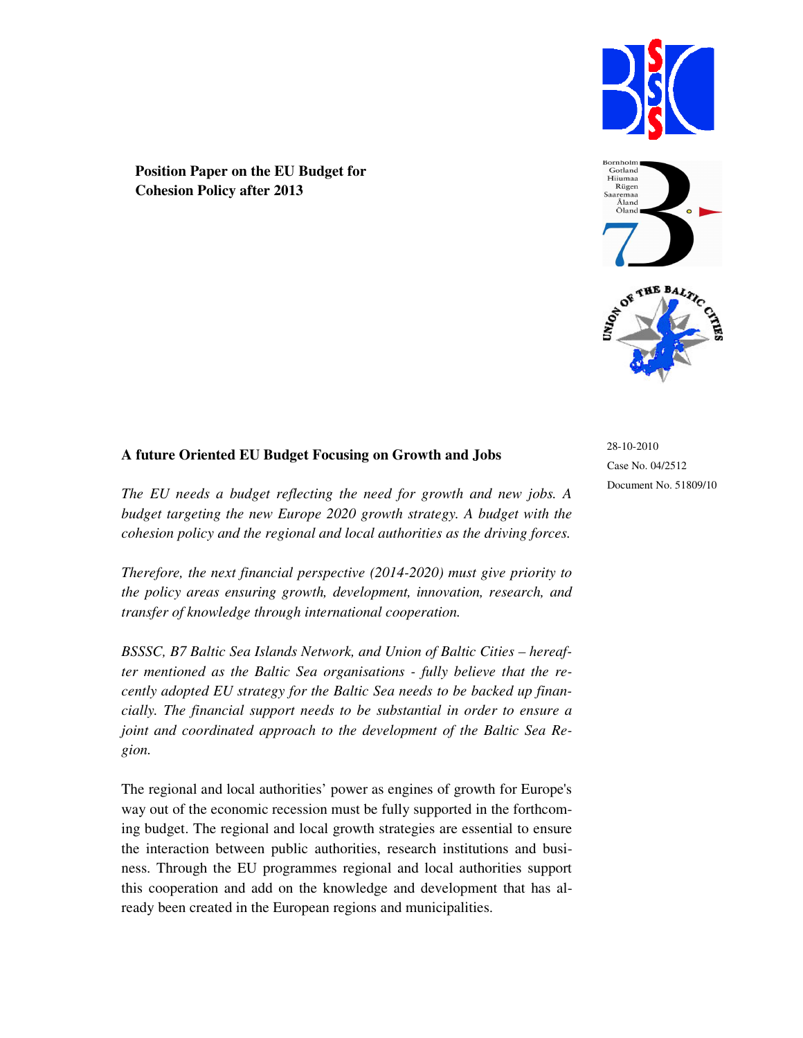**Position Paper on the EU Budget for Cohesion Policy after 2013**

28-10-2010

Case No. 04/2512

Document No. 51809/10

## A future Oriented EU Budget Focusing on Growth and Jobs

*The EU needs a budget reflecting the need for growth and new jobs. A budget targeting the new Europe 2020 growth strategy. A budget with the cohesion policy and the regional and local authorities as the driving forces.*

*Therefore, the next financial perspective (2014-2020) must give priority to the policy areas ensuring growth, development, innovation, research, and transfer of knowledge through international cooperation.*

*BSSSC, B7 Baltic Sea Islands Network, and Union of Baltic Cities – hereafter mentioned as the Baltic Sea organisations - fully believe that the recently adopted EU strategy for the Baltic Sea needs to be backed up financially. The financial support needs to be substantial in order to ensure a joint and coordinated approach to the development of the Baltic Sea Region.*

The regional and local authorities' power as engines of growth for Europe's way out of the economic recession must be fully supported in the forthcoming budget. The regional and local growth strategies are essential to ensure the interaction between public authorities, research institutions and business. Through the EU programmes regional and local authorities support this cooperation and add on the knowledge and development that has already been created in the European regions and municipalities.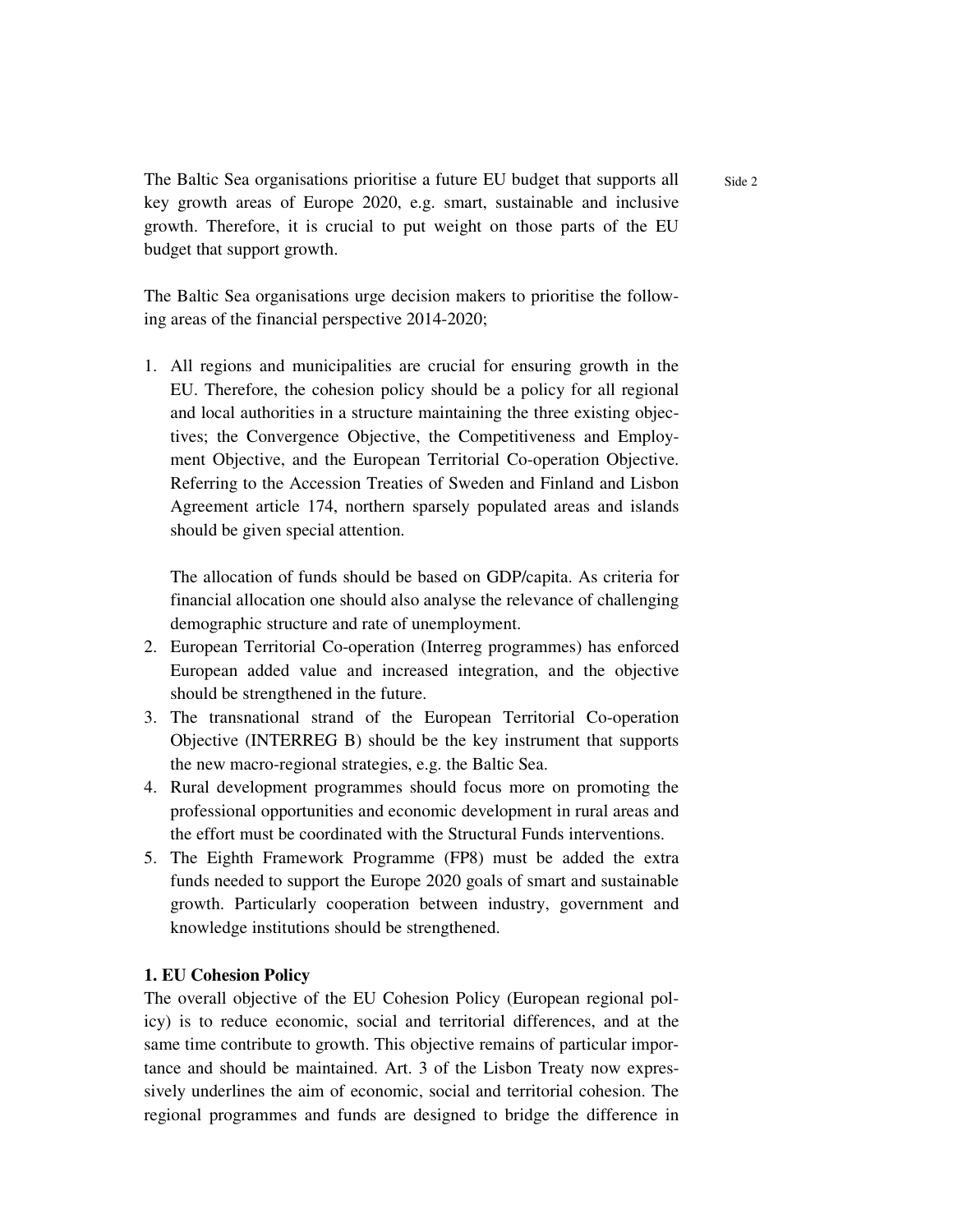The Baltic Sea organisations prioritise a future EU budget that supports all key growth areas of Europe 2020, e.g. smart, sustainable and inclusive growth. Therefore, it is crucial to put weight on those parts of the EU budget that support growth.

The Baltic Sea organisations urge decision makers to prioritise the following areas of the financial perspective 2014-2020;

1. All regions and municipalities are crucial for ensuring growth in the EU. Therefore, the cohesion policy should be a policy for all regional and local authorities in a structure maintaining the three existing objectives; the Convergence Objective, the Competitiveness and Employment Objective, and the European Territorial Co-operation Objective. Referring to the Accession Treaties of Sweden and Finland and Lisbon Agreement article 174, northern sparsely populated areas and islands should be given special attention.

   The allocation of funds should be based on GDP/capita. As criteria for financial allocation one should also analyse the relevance of challenging demographic structure and rate of unemployment.
2. European Territorial Co-operation (Interreg programmes) has enforced European added value and increased integration, and the objective should be strengthened in the future.
3. The transnational strand of the European Territorial Co-operation Objective (INTERREG B) should be the key instrument that supports the new macro-regional strategies, e.g. the Baltic Sea.
4. Rural development programmes should focus more on promoting the professional opportunities and economic development in rural areas and the effort must be coordinated with the Structural Funds interventions.
5. The Eighth Framework Programme (FP8) must be added the extra funds needed to support the Europe 2020 goals of smart and sustainable growth. Particularly cooperation between industry, government and knowledge institutions should be strengthened.

**1. EU Cohesion Policy**

The overall objective of the EU Cohesion Policy (European regional policy) is to reduce economic, social and territorial differences, and at the same time contribute to growth. This objective remains of particular importance and should be maintained. Art. 3 of the Lisbon Treaty now expressively underlines the aim of economic, social and territorial cohesion. The regional programmes and funds are designed to bridge the difference in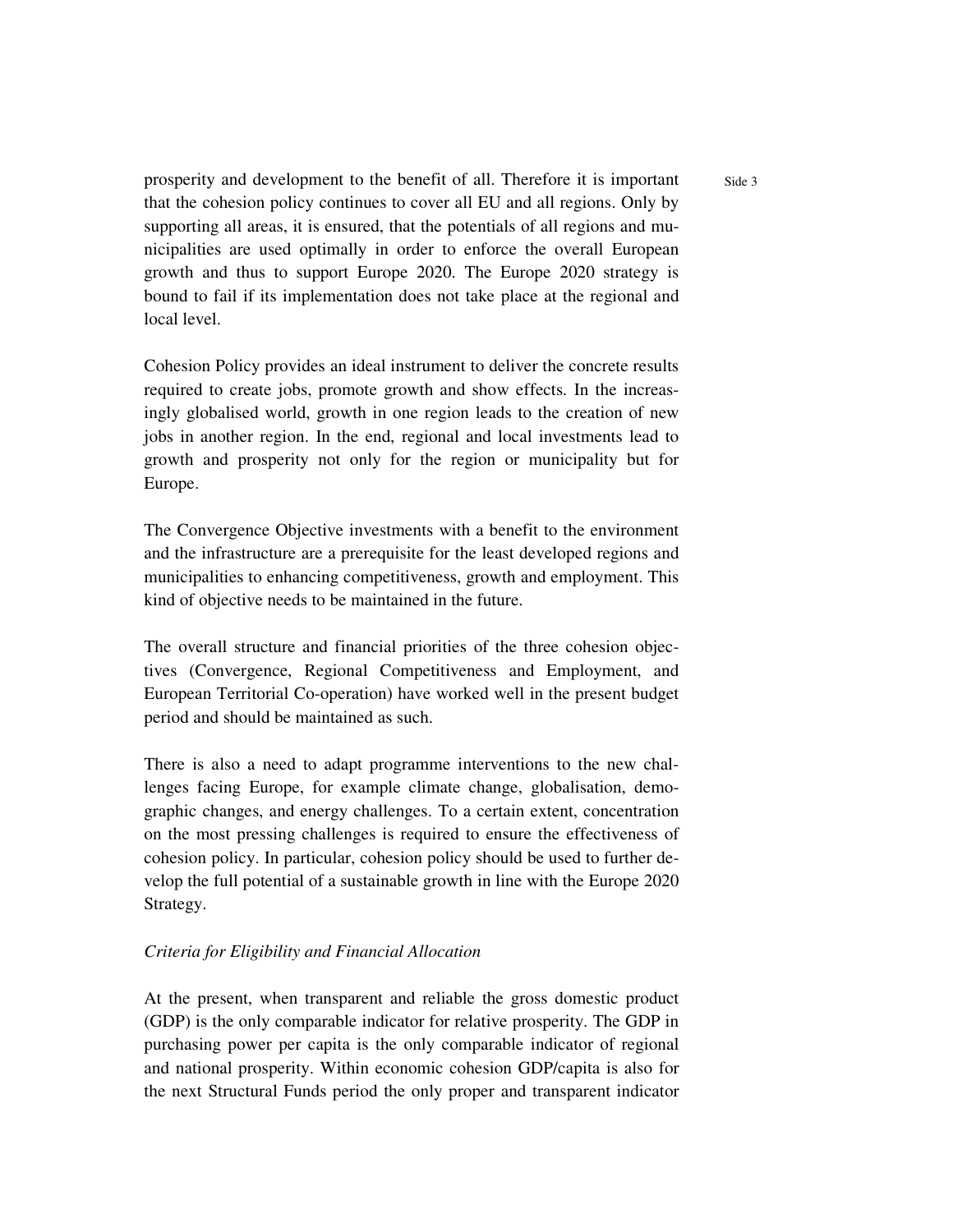prosperity and development to the benefit of all. Therefore it is important that the cohesion policy continues to cover all EU and all regions. Only by supporting all areas, it is ensured, that the potentials of all regions and municipalities are used optimally in order to enforce the overall European growth and thus to support Europe 2020. The Europe 2020 strategy is bound to fail if its implementation does not take place at the regional and local level.

Cohesion Policy provides an ideal instrument to deliver the concrete results required to create jobs, promote growth and show effects. In the increasingly globalised world, growth in one region leads to the creation of new jobs in another region. In the end, regional and local investments lead to growth and prosperity not only for the region or municipality but for Europe.

The Convergence Objective investments with a benefit to the environment and the infrastructure are a prerequisite for the least developed regions and municipalities to enhancing competitiveness, growth and employment. This kind of objective needs to be maintained in the future.

The overall structure and financial priorities of the three cohesion objectives (Convergence, Regional Competitiveness and Employment, and European Territorial Co-operation) have worked well in the present budget period and should be maintained as such.

There is also a need to adapt programme interventions to the new challenges facing Europe, for example climate change, globalisation, demographic changes, and energy challenges. To a certain extent, concentration on the most pressing challenges is required to ensure the effectiveness of cohesion policy. In particular, cohesion policy should be used to further develop the full potential of a sustainable growth in line with the Europe 2020 Strategy.

*Criteria for Eligibility and Financial Allocation*

At the present, when transparent and reliable the gross domestic product (GDP) is the only comparable indicator for relative prosperity. The GDP in purchasing power per capita is the only comparable indicator of regional and national prosperity. Within economic cohesion GDP/capita is also for the next Structural Funds period the only proper and transparent indicator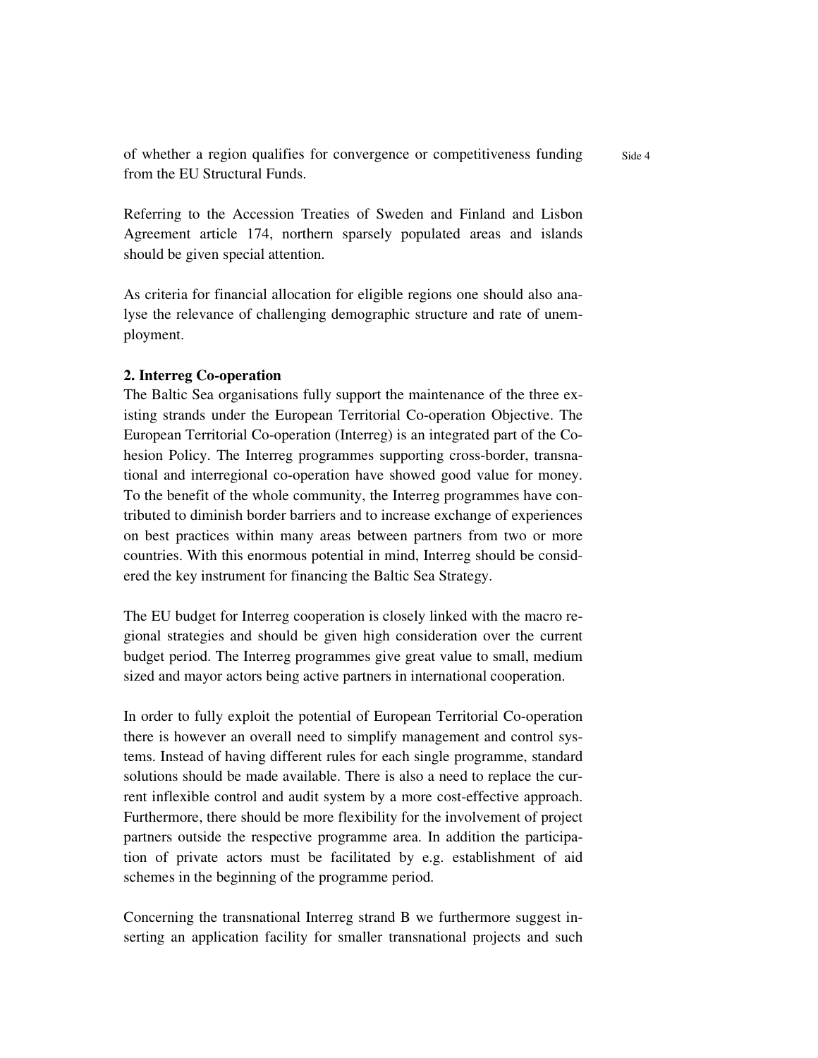of whether a region qualifies for convergence or competitiveness funding from the EU Structural Funds.

Referring to the Accession Treaties of Sweden and Finland and Lisbon Agreement article 174, northern sparsely populated areas and islands should be given special attention.

As criteria for financial allocation for eligible regions one should also analyse the relevance of challenging demographic structure and rate of unemployment.

**2. Interreg Co-operation**

The Baltic Sea organisations fully support the maintenance of the three existing strands under the European Territorial Co-operation Objective. The European Territorial Co-operation (Interreg) is an integrated part of the Cohesion Policy. The Interreg programmes supporting cross-border, transnational and interregional co-operation have showed good value for money. To the benefit of the whole community, the Interreg programmes have contributed to diminish border barriers and to increase exchange of experiences on best practices within many areas between partners from two or more countries. With this enormous potential in mind, Interreg should be considered the key instrument for financing the Baltic Sea Strategy.

The EU budget for Interreg cooperation is closely linked with the macro regional strategies and should be given high consideration over the current budget period. The Interreg programmes give great value to small, medium sized and mayor actors being active partners in international cooperation.

In order to fully exploit the potential of European Territorial Co-operation there is however an overall need to simplify management and control systems. Instead of having different rules for each single programme, standard solutions should be made available. There is also a need to replace the current inflexible control and audit system by a more cost-effective approach. Furthermore, there should be more flexibility for the involvement of project partners outside the respective programme area. In addition the participation of private actors must be facilitated by e.g. establishment of aid schemes in the beginning of the programme period.

Concerning the transnational Interreg strand B we furthermore suggest inserting an application facility for smaller transnational projects and such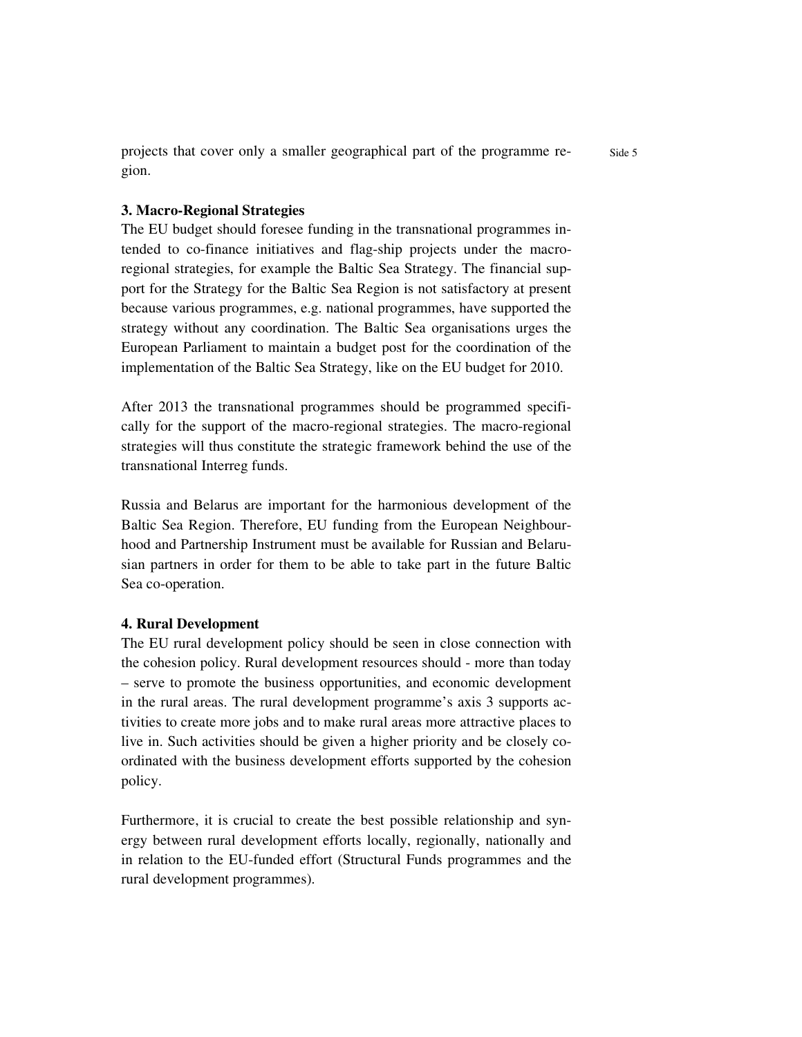projects that cover only a smaller geographical part of the programme region.

**3. Macro-Regional Strategies**

The EU budget should foresee funding in the transnational programmes intended to co-finance initiatives and flag-ship projects under the macro-regional strategies, for example the Baltic Sea Strategy. The financial support for the Strategy for the Baltic Sea Region is not satisfactory at present because various programmes, e.g. national programmes, have supported the strategy without any coordination. The Baltic Sea organisations urges the European Parliament to maintain a budget post for the coordination of the implementation of the Baltic Sea Strategy, like on the EU budget for 2010.

After 2013 the transnational programmes should be programmed specifically for the support of the macro-regional strategies. The macro-regional strategies will thus constitute the strategic framework behind the use of the transnational Interreg funds.

Russia and Belarus are important for the harmonious development of the Baltic Sea Region. Therefore, EU funding from the European Neighbourhood and Partnership Instrument must be available for Russian and Belarusian partners in order for them to be able to take part in the future Baltic Sea co-operation.

**4. Rural Development**

The EU rural development policy should be seen in close connection with the cohesion policy. Rural development resources should - more than today – serve to promote the business opportunities, and economic development in the rural areas. The rural development programme's axis 3 supports activities to create more jobs and to make rural areas more attractive places to live in. Such activities should be given a higher priority and be closely coordinated with the business development efforts supported by the cohesion policy.

Furthermore, it is crucial to create the best possible relationship and synergy between rural development efforts locally, regionally, nationally and in relation to the EU-funded effort (Structural Funds programmes and the rural development programmes).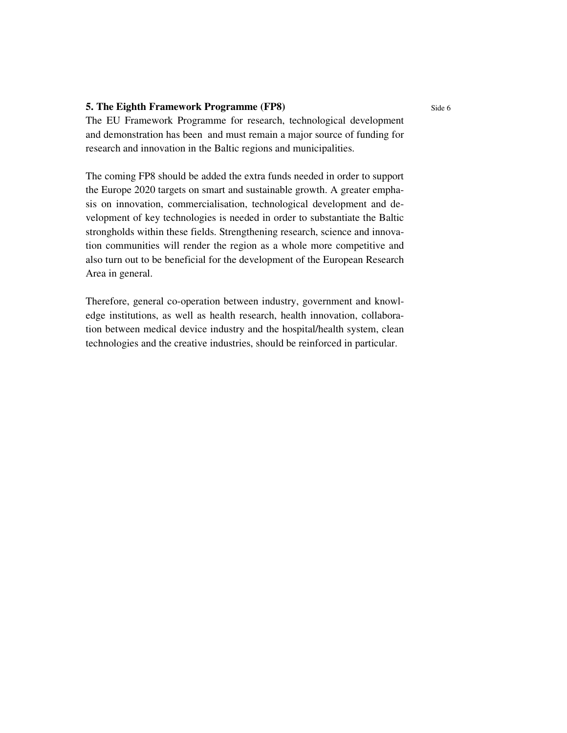## 5. The Eighth Framework Programme (FP8)

The EU Framework Programme for research, technological development and demonstration has been and must remain a major source of funding for research and innovation in the Baltic regions and municipalities.

The coming FP8 should be added the extra funds needed in order to support the Europe 2020 targets on smart and sustainable growth. A greater emphasis on innovation, commercialisation, technological development and development of key technologies is needed in order to substantiate the Baltic strongholds within these fields. Strengthening research, science and innovation communities will render the region as a whole more competitive and also turn out to be beneficial for the development of the European Research Area in general.

Therefore, general co-operation between industry, government and knowledge institutions, as well as health research, health innovation, collaboration between medical device industry and the hospital/health system, clean technologies and the creative industries, should be reinforced in particular.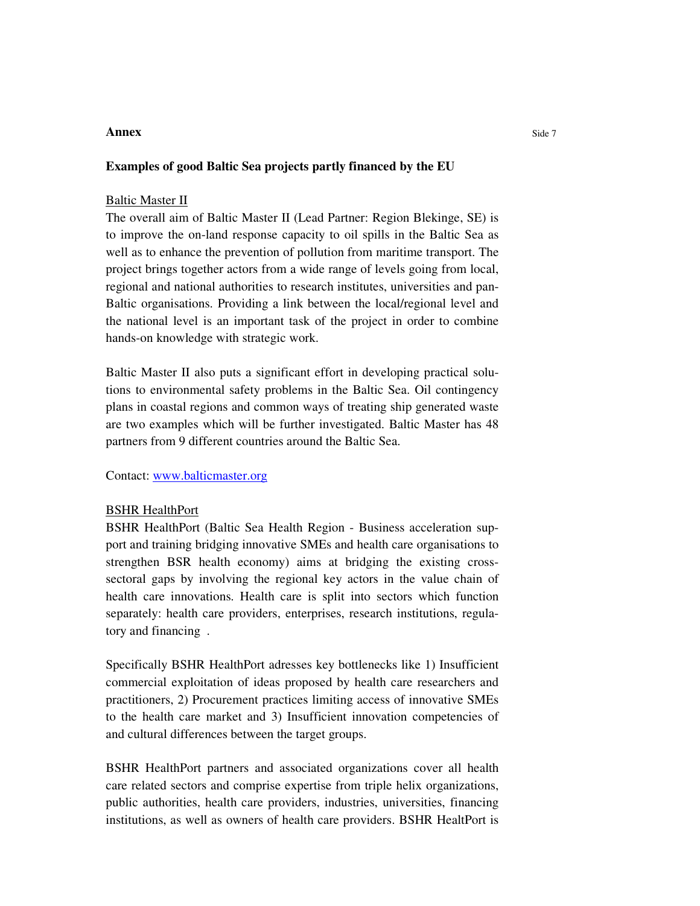**Annex**

**Examples of good Baltic Sea projects partly financed by the EU**

Baltic Master II

The overall aim of Baltic Master II (Lead Partner: Region Blekinge, SE) is to improve the on-land response capacity to oil spills in the Baltic Sea as well as to enhance the prevention of pollution from maritime transport. The project brings together actors from a wide range of levels going from local, regional and national authorities to research institutes, universities and pan-Baltic organisations. Providing a link between the local/regional level and the national level is an important task of the project in order to combine hands-on knowledge with strategic work.

Baltic Master II also puts a significant effort in developing practical solutions to environmental safety problems in the Baltic Sea. Oil contingency plans in coastal regions and common ways of treating ship generated waste are two examples which will be further investigated. Baltic Master has 48 partners from 9 different countries around the Baltic Sea.

Contact: www.balticmaster.org

BSHR HealthPort

BSHR HealthPort (Baltic Sea Health Region - Business acceleration support and training bridging innovative SMEs and health care organisations to strengthen BSR health economy) aims at bridging the existing cross-sectoral gaps by involving the regional key actors in the value chain of health care innovations. Health care is split into sectors which function separately: health care providers, enterprises, research institutions, regulatory and financing .

Specifically BSHR HealthPort adresses key bottlenecks like 1) Insufficient commercial exploitation of ideas proposed by health care researchers and practitioners, 2) Procurement practices limiting access of innovative SMEs to the health care market and 3) Insufficient innovation competencies of and cultural differences between the target groups.

BSHR HealthPort partners and associated organizations cover all health care related sectors and comprise expertise from triple helix organizations, public authorities, health care providers, industries, universities, financing institutions, as well as owners of health care providers. BSHR HealtPort is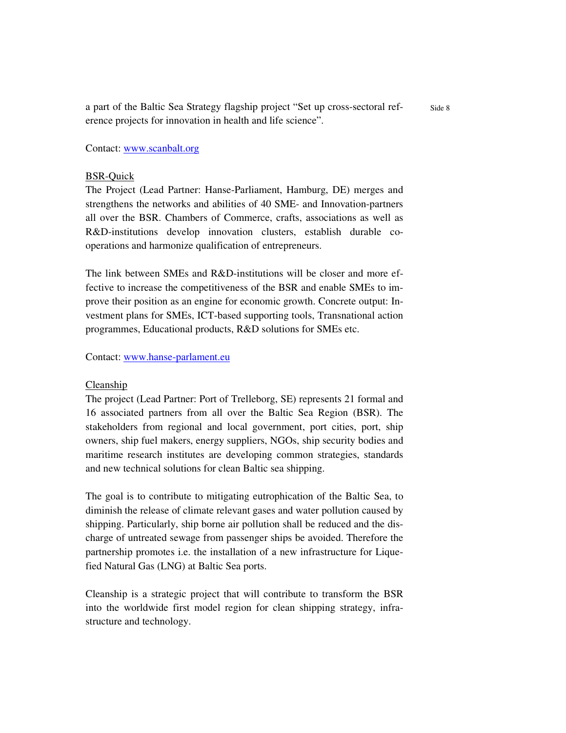a part of the Baltic Sea Strategy flagship project "Set up cross-sectoral reference projects for innovation in health and life science".

Contact: www.scanbalt.org

BSR-Quick

The Project (Lead Partner: Hanse-Parliament, Hamburg, DE) merges and strengthens the networks and abilities of 40 SME- and Innovation-partners all over the BSR. Chambers of Commerce, crafts, associations as well as R&D-institutions develop innovation clusters, establish durable co-operations and harmonize qualification of entrepreneurs.

The link between SMEs and R&D-institutions will be closer and more effective to increase the competitiveness of the BSR and enable SMEs to improve their position as an engine for economic growth. Concrete output: Investment plans for SMEs, ICT-based supporting tools, Transnational action programmes, Educational products, R&D solutions for SMEs etc.

Contact: www.hanse-parlament.eu

Cleanship

The project (Lead Partner: Port of Trelleborg, SE) represents 21 formal and 16 associated partners from all over the Baltic Sea Region (BSR). The stakeholders from regional and local government, port cities, port, ship owners, ship fuel makers, energy suppliers, NGOs, ship security bodies and maritime research institutes are developing common strategies, standards and new technical solutions for clean Baltic sea shipping.

The goal is to contribute to mitigating eutrophication of the Baltic Sea, to diminish the release of climate relevant gases and water pollution caused by shipping. Particularly, ship borne air pollution shall be reduced and the discharge of untreated sewage from passenger ships be avoided. Therefore the partnership promotes i.e. the installation of a new infrastructure for Liquefied Natural Gas (LNG) at Baltic Sea ports.

Cleanship is a strategic project that will contribute to transform the BSR into the worldwide first model region for clean shipping strategy, infrastructure and technology.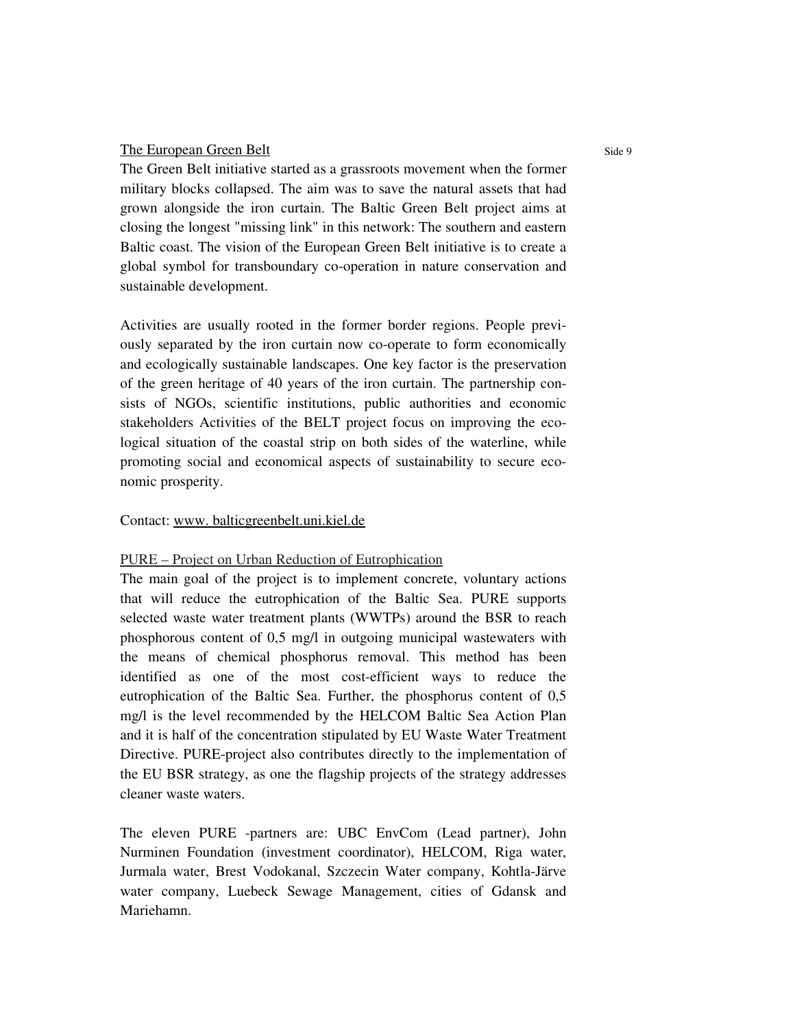## The European Green Belt

The Green Belt initiative started as a grassroots movement when the former military blocks collapsed. The aim was to save the natural assets that had grown alongside the iron curtain. The Baltic Green Belt project aims at closing the longest "missing link" in this network: The southern and eastern Baltic coast. The vision of the European Green Belt initiative is to create a global symbol for transboundary co-operation in nature conservation and sustainable development.

Activities are usually rooted in the former border regions. People previously separated by the iron curtain now co-operate to form economically and ecologically sustainable landscapes. One key factor is the preservation of the green heritage of 40 years of the iron curtain. The partnership consists of NGOs, scientific institutions, public authorities and economic stakeholders Activities of the BELT project focus on improving the ecological situation of the coastal strip on both sides of the waterline, while promoting social and economical aspects of sustainability to secure economic prosperity.

Contact: www. balticgreenbelt.uni.kiel.de

## PURE – Project on Urban Reduction of Eutrophication

The main goal of the project is to implement concrete, voluntary actions that will reduce the eutrophication of the Baltic Sea. PURE supports selected waste water treatment plants (WWTPs) around the BSR to reach phosphorous content of 0,5 mg/l in outgoing municipal wastewaters with the means of chemical phosphorus removal. This method has been identified as one of the most cost-efficient ways to reduce the eutrophication of the Baltic Sea. Further, the phosphorus content of 0,5 mg/l is the level recommended by the HELCOM Baltic Sea Action Plan and it is half of the concentration stipulated by EU Waste Water Treatment Directive. PURE-project also contributes directly to the implementation of the EU BSR strategy, as one the flagship projects of the strategy addresses cleaner waste waters.

The eleven PURE -partners are: UBC EnvCom (Lead partner), John Nurminen Foundation (investment coordinator), HELCOM, Riga water, Jurmala water, Brest Vodokanal, Szczecin Water company, Kohtla-Järve water company, Luebeck Sewage Management, cities of Gdansk and Mariehamn.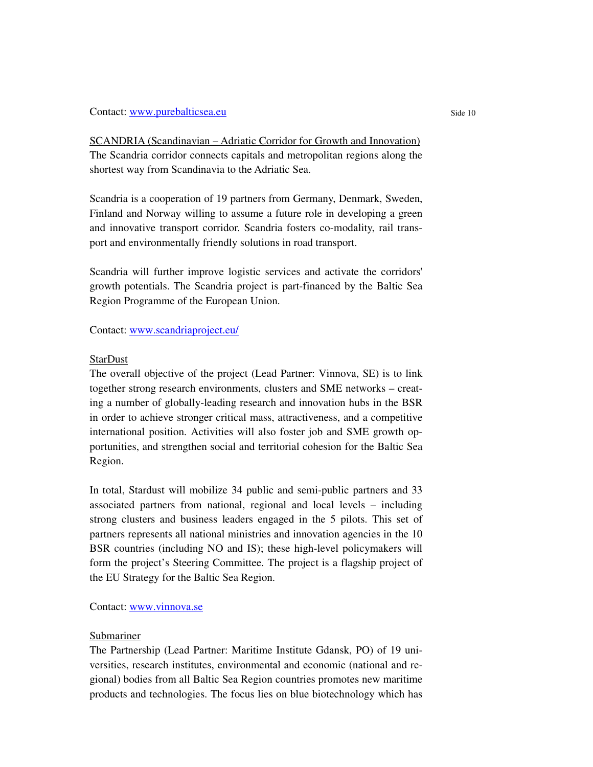Contact: www.purebalticsea.eu

SCANDRIA (Scandinavian – Adriatic Corridor for Growth and Innovation)
The Scandria corridor connects capitals and metropolitan regions along the shortest way from Scandinavia to the Adriatic Sea.

Scandria is a cooperation of 19 partners from Germany, Denmark, Sweden, Finland and Norway willing to assume a future role in developing a green and innovative transport corridor. Scandria fosters co-modality, rail transport and environmentally friendly solutions in road transport.

Scandria will further improve logistic services and activate the corridors' growth potentials. The Scandria project is part-financed by the Baltic Sea Region Programme of the European Union.

Contact: www.scandriaproject.eu/

StarDust
The overall objective of the project (Lead Partner: Vinnova, SE) is to link together strong research environments, clusters and SME networks – creating a number of globally-leading research and innovation hubs in the BSR in order to achieve stronger critical mass, attractiveness, and a competitive international position. Activities will also foster job and SME growth opportunities, and strengthen social and territorial cohesion for the Baltic Sea Region.

In total, Stardust will mobilize 34 public and semi-public partners and 33 associated partners from national, regional and local levels – including strong clusters and business leaders engaged in the 5 pilots. This set of partners represents all national ministries and innovation agencies in the 10 BSR countries (including NO and IS); these high-level policymakers will form the project's Steering Committee. The project is a flagship project of the EU Strategy for the Baltic Sea Region.

Contact: www.vinnova.se

Submariner
The Partnership (Lead Partner: Maritime Institute Gdansk, PO) of 19 universities, research institutes, environmental and economic (national and regional) bodies from all Baltic Sea Region countries promotes new maritime products and technologies. The focus lies on blue biotechnology which has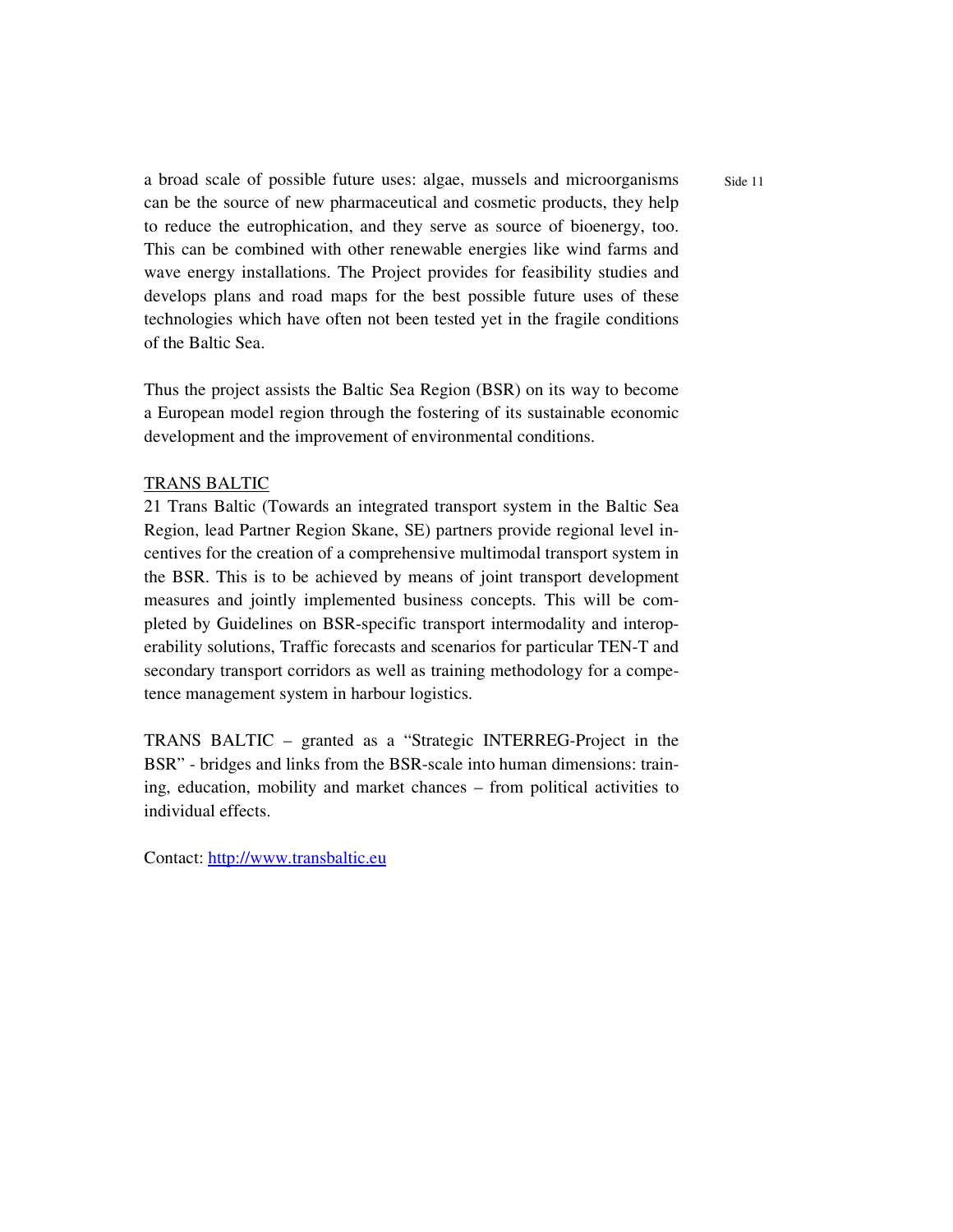a broad scale of possible future uses: algae, mussels and microorganisms can be the source of new pharmaceutical and cosmetic products, they help to reduce the eutrophication, and they serve as source of bioenergy, too. This can be combined with other renewable energies like wind farms and wave energy installations. The Project provides for feasibility studies and develops plans and road maps for the best possible future uses of these technologies which have often not been tested yet in the fragile conditions of the Baltic Sea.

Thus the project assists the Baltic Sea Region (BSR) on its way to become a European model region through the fostering of its sustainable economic development and the improvement of environmental conditions.

TRANS BALTIC

21 Trans Baltic (Towards an integrated transport system in the Baltic Sea Region, lead Partner Region Skane, SE) partners provide regional level incentives for the creation of a comprehensive multimodal transport system in the BSR. This is to be achieved by means of joint transport development measures and jointly implemented business concepts. This will be completed by Guidelines on BSR-specific transport intermodality and interoperability solutions, Traffic forecasts and scenarios for particular TEN-T and secondary transport corridors as well as training methodology for a competence management system in harbour logistics.

TRANS BALTIC – granted as a "Strategic INTERREG-Project in the BSR" - bridges and links from the BSR-scale into human dimensions: training, education, mobility and market chances – from political activities to individual effects.

Contact: http://www.transbaltic.eu